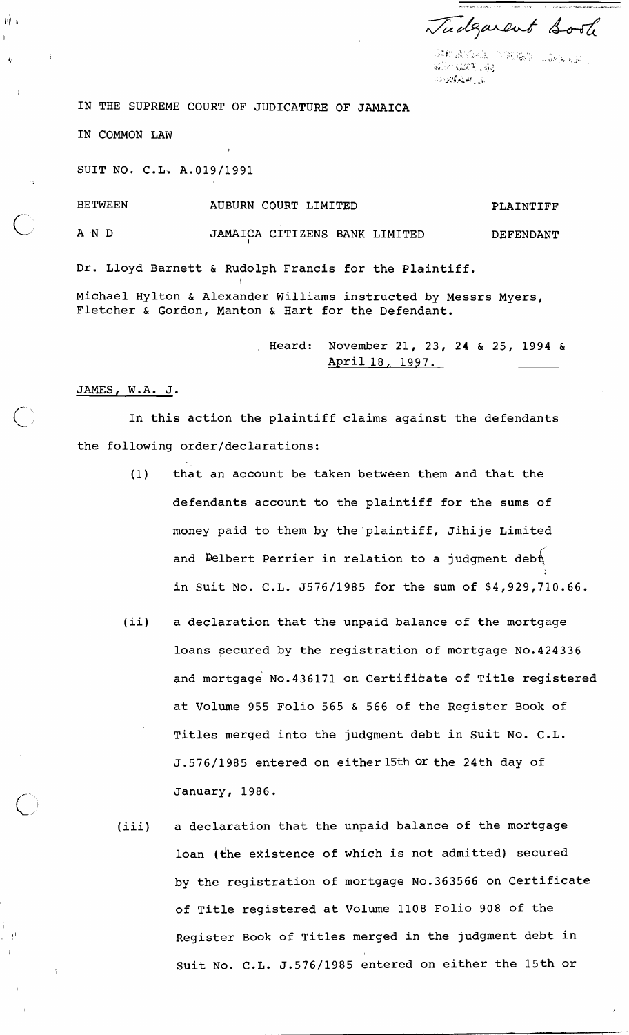Judgment Book

IN THE SUPREME COURT OF JUDICATURE OF JAMAICA

IN COMMON LAW

SUIT NO. C.L. A.019/1991

| BETWEEN | AUBURN COURT LIMITED | PLAINTIFF |
|---|---|---|
| A N D | JAMAICA CITIZENS BANK LIMITED | DEFENDANT |

Dr. Lloyd Barnett & Rudolph Francis for the Plaintiff.

Michael Hylton & Alexander Williams instructed by Messrs Myers, Fletcher & Gordon, Manton & Hart for the Defendant.

Heard: November 21, 23, 24 & 25, 1994 & April 18, 1997.

JAMES, W.A. J.

In this action the plaintiff claims against the defendants the following order/declarations:

(1) that an account be taken between them and that the defendants account to the plaintiff for the sums of money paid to them by the plaintiff, Jihije Limited and Delbert Perrier in relation to a judgment debt in Suit No. C.L. J576/1985 for the sum of $4,929,710.66.

(ii) a declaration that the unpaid balance of the mortgage loans secured by the registration of mortgage No.424336 and mortgage No.436171 on Certificate of Title registered at Volume 955 Folio 565 & 566 of the Register Book of Titles merged into the judgment debt in Suit No. C.L. J.576/1985 entered on either 15th or the 24th day of January, 1986.

(iii) a declaration that the unpaid balance of the mortgage loan (the existence of which is not admitted) secured by the registration of mortgage No.363566 on Certificate of Title registered at Volume 1108 Folio 908 of the Register Book of Titles merged in the judgment debt in Suit No. C.L. J.576/1985 entered on either the 15th or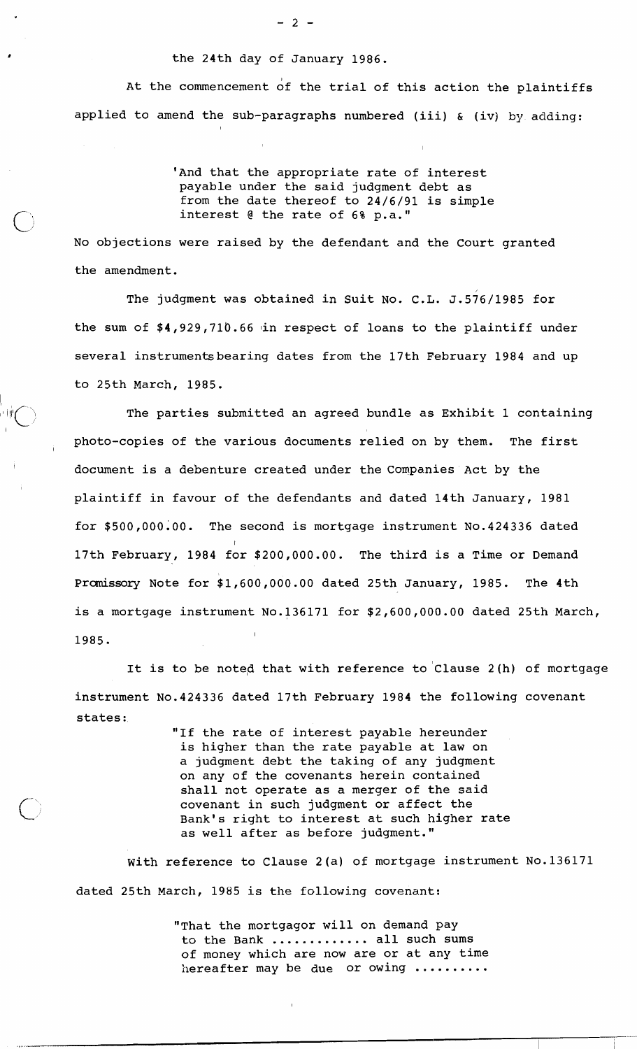the 24th day of January 1986.

At the commencement of the trial of this action the plaintiffs applied to amend the sub-paragraphs numbered (iii) & (iv) by adding:

> 'And that the appropriate rate of interest payable under the said judgment debt as from the date thereof to 24/6/91 is simple interest @ the rate of 6% p.a."

No objections were raised by the defendant and the Court granted the amendment.

The judgment was obtained in Suit No. C.L. J.576/1985 for the sum of $4,929,710.66 in respect of loans to the plaintiff under several instruments bearing dates from the 17th February 1984 and up to 25th March, 1985.

The parties submitted an agreed bundle as Exhibit 1 containing photo-copies of the various documents relied on by them. The first document is a debenture created under the Companies Act by the plaintiff in favour of the defendants and dated 14th January, 1981 for $500,000.00. The second is mortgage instrument No.424336 dated 17th February, 1984 for $200,000.00. The third is a Time or Demand Promissory Note for $1,600,000.00 dated 25th January, 1985. The 4th is a mortgage instrument No.136171 for $2,600,000.00 dated 25th March, 1985.

It is to be noted that with reference to Clause 2(h) of mortgage instrument No.424336 dated 17th February 1984 the following covenant states:

> "If the rate of interest payable hereunder is higher than the rate payable at law on a judgment debt the taking of any judgment on any of the covenants herein contained shall not operate as a merger of the said covenant in such judgment or affect the Bank's right to interest at such higher rate as well after as before judgment."

With reference to Clause 2(a) of mortgage instrument No.136171 dated 25th March, 1985 is the following covenant:

> "That the mortgagor will on demand pay to the Bank ............ all such sums of money which are now are or at any time hereafter may be due or owing .........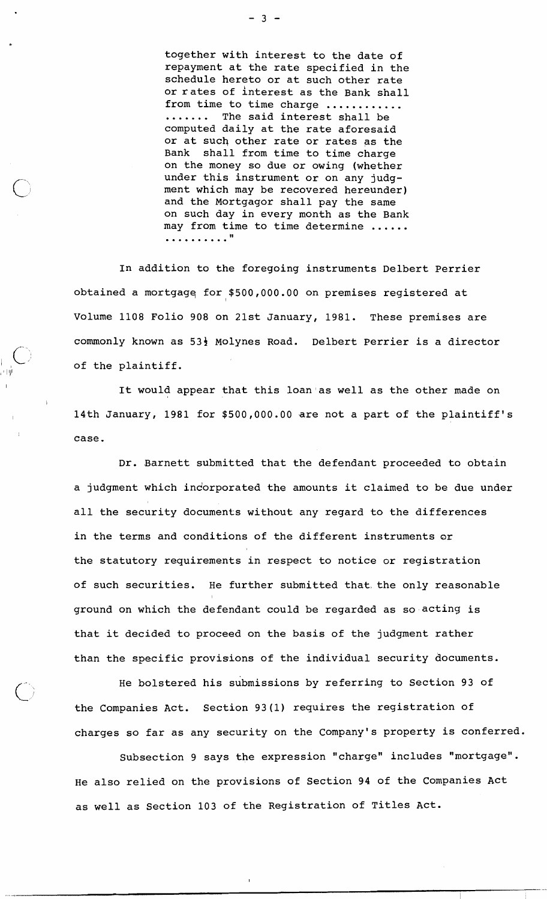together with interest to the date of repayment at the rate specified in the schedule hereto or at such other rate or rates of interest as the Bank shall from time to time charge ........... ...... The said interest shall be computed daily at the rate aforesaid or at such other rate or rates as the Bank shall from time to time charge on the money so due or owing (whether under this instrument or on any judgment which may be recovered hereunder) and the Mortgagor shall pay the same on such day in every month as the Bank may from time to time determine ...... .........."

In addition to the foregoing instruments Delbert Perrier obtained a mortgage for $500,000.00 on premises registered at Volume 1108 Folio 908 on 21st January, 1981. These premises are commonly known as 53½ Molynes Road. Delbert Perrier is a director of the plaintiff.

It would appear that this loan as well as the other made on 14th January, 1981 for $500,000.00 are not a part of the plaintiff's case.

Dr. Barnett submitted that the defendant proceeded to obtain a judgment which incorporated the amounts it claimed to be due under all the security documents without any regard to the differences in the terms and conditions of the different instruments or the statutory requirements in respect to notice or registration of such securities. He further submitted that the only reasonable ground on which the defendant could be regarded as so acting is that it decided to proceed on the basis of the judgment rather than the specific provisions of the individual security documents.

He bolstered his submissions by referring to Section 93 of the Companies Act. Section 93(1) requires the registration of charges so far as any security on the Company's property is conferred.

Subsection 9 says the expression "charge" includes "mortgage". He also relied on the provisions of Section 94 of the Companies Act as well as Section 103 of the Registration of Titles Act.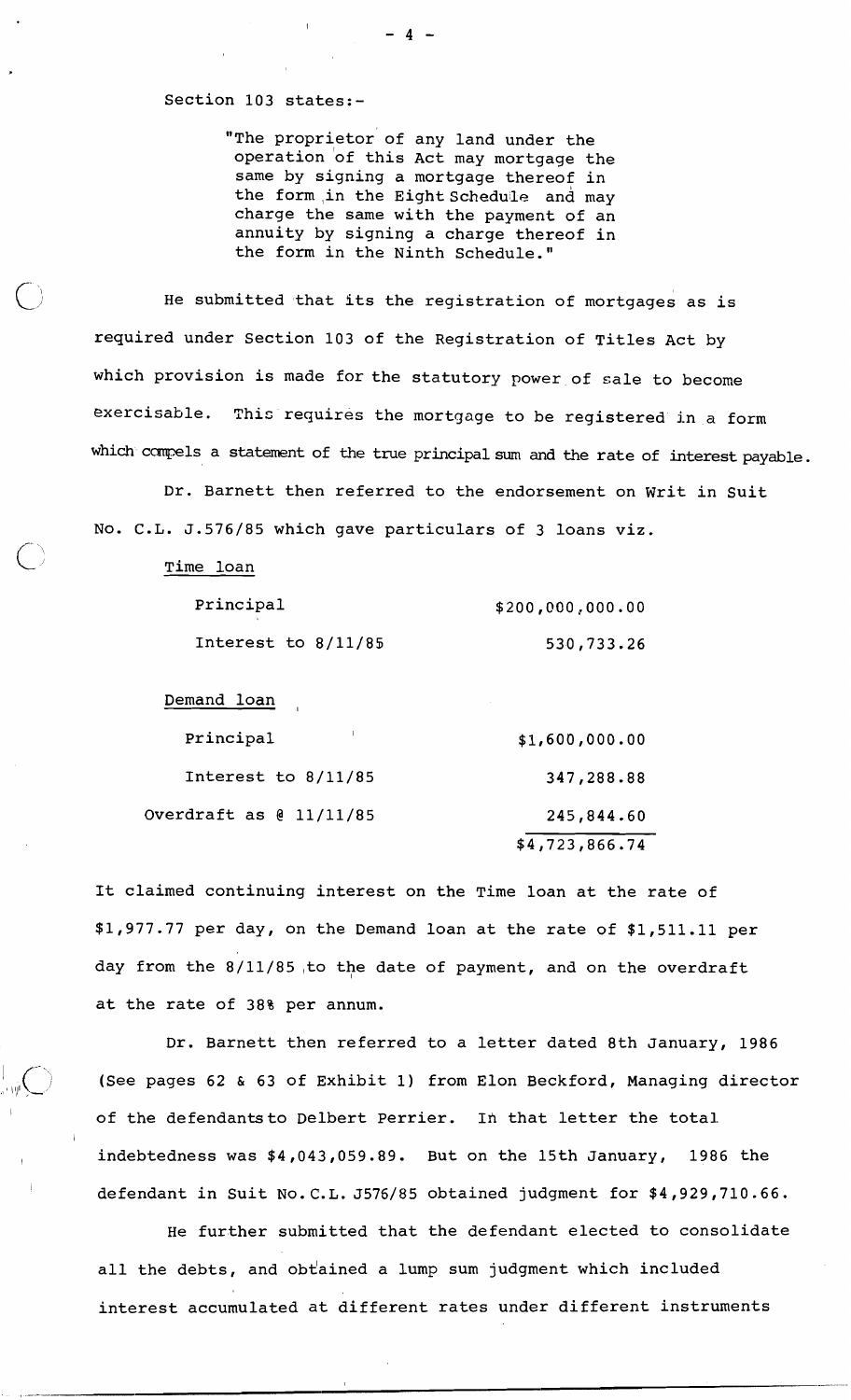Section 103 states:-

> "The proprietor of any land under the operation of this Act may mortgage the same by signing a mortgage thereof in the form in the Eight Schedule and may charge the same with the payment of an annuity by signing a charge thereof in the form in the Ninth Schedule."

He submitted that its the registration of mortgages as is required under Section 103 of the Registration of Titles Act by which provision is made for the statutory power of sale to become exercisable. This requires the mortgage to be registered in a form which compels a statement of the true principal sum and the rate of interest payable.

Dr. Barnett then referred to the endorsement on Writ in Suit No. C.L. J.576/85 which gave particulars of 3 loans viz.

| | |
|---|---|
| Time loan | |
| Principal | $200,000,000.00 |
| Interest to 8/11/85 | 530,733.26 |
| Demand loan | |
| Principal | $1,600,000.00 |
| Interest to 8/11/85 | 347,288.88 |
| Overdraft as @ 11/11/85 | 245,844.60 |
| | $4,723,866.74 |

It claimed continuing interest on the Time loan at the rate of $1,977.77 per day, on the Demand loan at the rate of $1,511.11 per day from the 8/11/85 to the date of payment, and on the overdraft at the rate of 38% per annum.

Dr. Barnett then referred to a letter dated 8th January, 1986 (See pages 62 & 63 of Exhibit 1) from Elon Beckford, Managing director of the defendants to Delbert Perrier. In that letter the total indebtedness was $4,043,059.89. But on the 15th January, 1986 the defendant in Suit No. C.L. J576/85 obtained judgment for $4,929,710.66.

He further submitted that the defendant elected to consolidate all the debts, and obtained a lump sum judgment which included interest accumulated at different rates under different instruments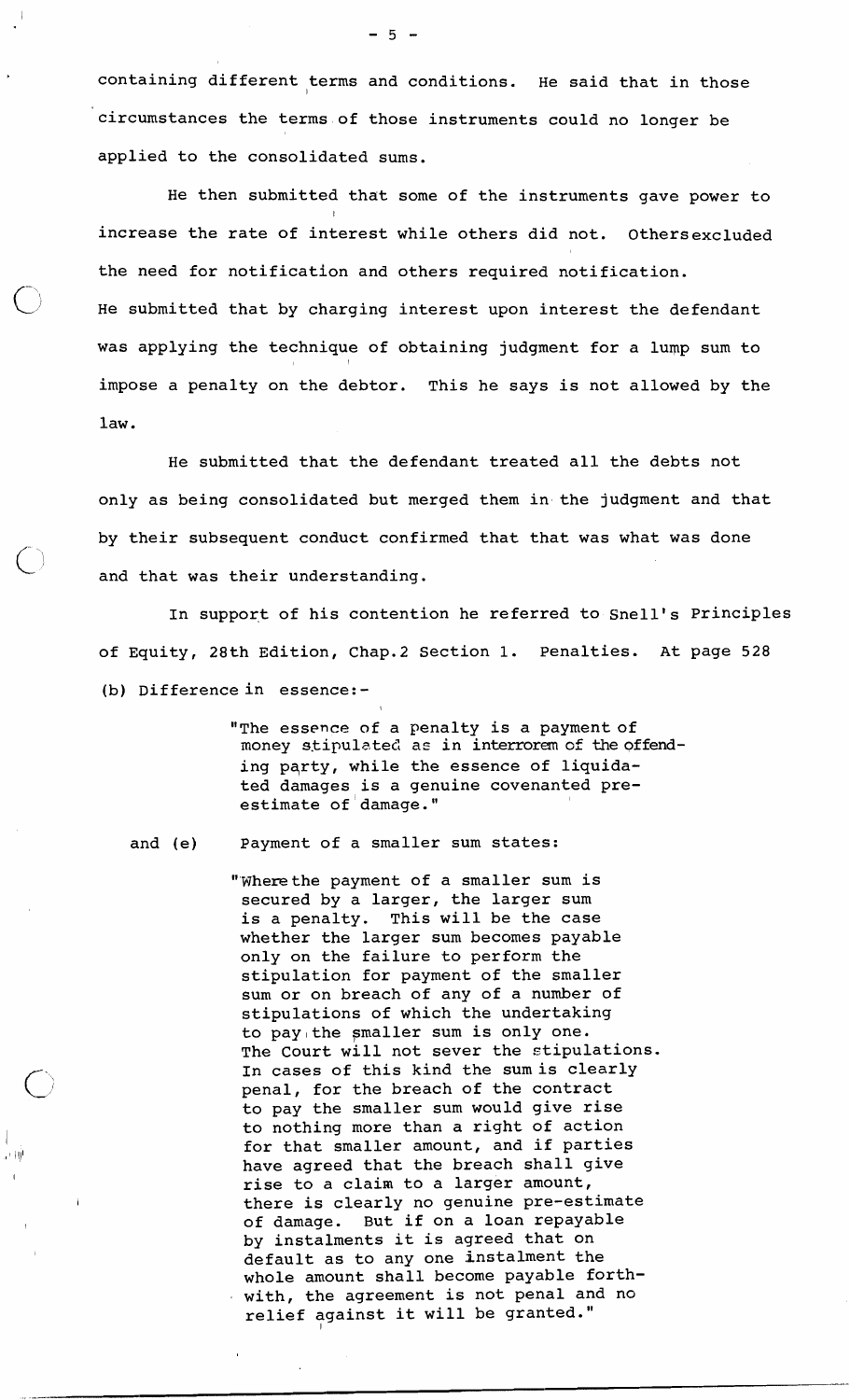containing different terms and conditions. He said that in those circumstances the terms of those instruments could no longer be applied to the consolidated sums.

He then submitted that some of the instruments gave power to increase the rate of interest while others did not. Others excluded the need for notification and others required notification. He submitted that by charging interest upon interest the defendant was applying the technique of obtaining judgment for a lump sum to impose a penalty on the debtor. This he says is not allowed by the law.

He submitted that the defendant treated all the debts not only as being consolidated but merged them in the judgment and that by their subsequent conduct confirmed that that was what was done and that was their understanding.

In support of his contention he referred to Snell's Principles of Equity, 28th Edition, Chap.2 Section 1. Penalties. At page 528 (b) Difference in essence:-

> "The essence of a penalty is a payment of money stipulated as in interrorem of the offending party, while the essence of liquidated damages is a genuine covenanted pre-estimate of damage."

and (e) Payment of a smaller sum states:

> "Where the payment of a smaller sum is secured by a larger, the larger sum is a penalty. This will be the case whether the larger sum becomes payable only on the failure to perform the stipulation for payment of the smaller sum or on breach of any of a number of stipulations of which the undertaking to pay the smaller sum is only one. The Court will not sever the stipulations. In cases of this kind the sum is clearly penal, for the breach of the contract to pay the smaller sum would give rise to nothing more than a right of action for that smaller amount, and if parties have agreed that the breach shall give rise to a claim to a larger amount, there is clearly no genuine pre-estimate of damage. But if on a loan repayable by instalments it is agreed that on default as to any one instalment the whole amount shall become payable forthwith, the agreement is not penal and no relief against it will be granted."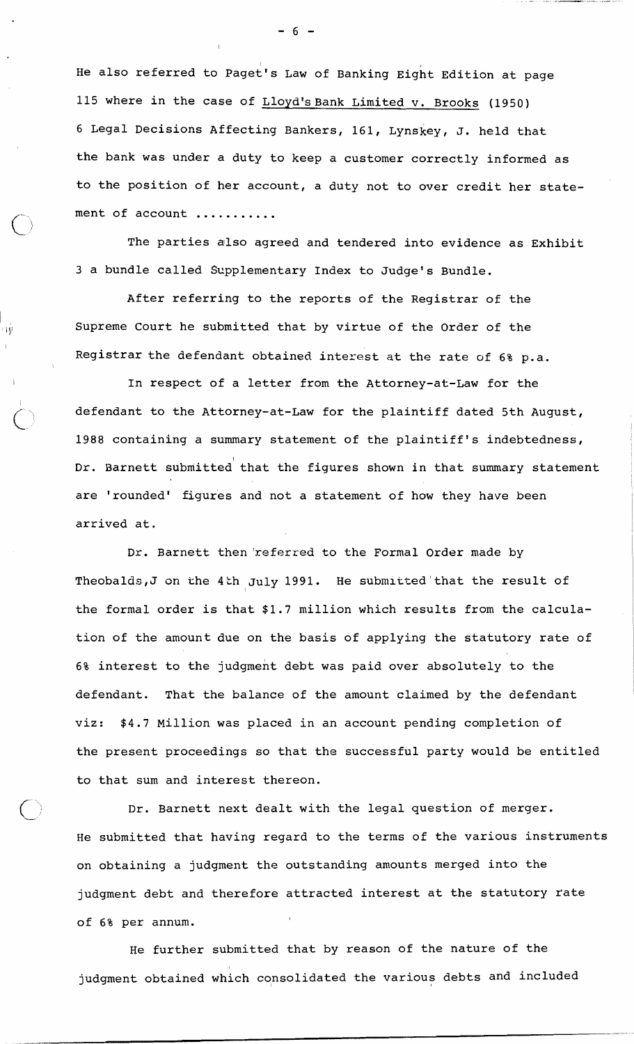He also referred to Paget's Law of Banking Eight Edition at page 115 where in the case of Lloyd's Bank Limited v. Brooks (1950) 6 Legal Decisions Affecting Bankers, 161, Lynskey, J. held that the bank was under a duty to keep a customer correctly informed as to the position of her account, a duty not to over credit her statement of account ..........

The parties also agreed and tendered into evidence as Exhibit 3 a bundle called Supplementary Index to Judge's Bundle.

After referring to the reports of the Registrar of the Supreme Court he submitted that by virtue of the Order of the Registrar the defendant obtained interest at the rate of 6% p.a.

In respect of a letter from the Attorney-at-Law for the defendant to the Attorney-at-Law for the plaintiff dated 5th August, 1988 containing a summary statement of the plaintiff's indebtedness, Dr. Barnett submitted that the figures shown in that summary statement are 'rounded' figures and not a statement of how they have been arrived at.

Dr. Barnett then referred to the Formal Order made by Theobalds,J on the 4th July 1991. He submitted that the result of the formal order is that $1.7 million which results from the calculation of the amount due on the basis of applying the statutory rate of 6% interest to the judgment debt was paid over absolutely to the defendant. That the balance of the amount claimed by the defendant viz: $4.7 Million was placed in an account pending completion of the present proceedings so that the successful party would be entitled to that sum and interest thereon.

Dr. Barnett next dealt with the legal question of merger. He submitted that having regard to the terms of the various instruments on obtaining a judgment the outstanding amounts merged into the judgment debt and therefore attracted interest at the statutory rate of 6% per annum.

He further submitted that by reason of the nature of the judgment obtained which consolidated the various debts and included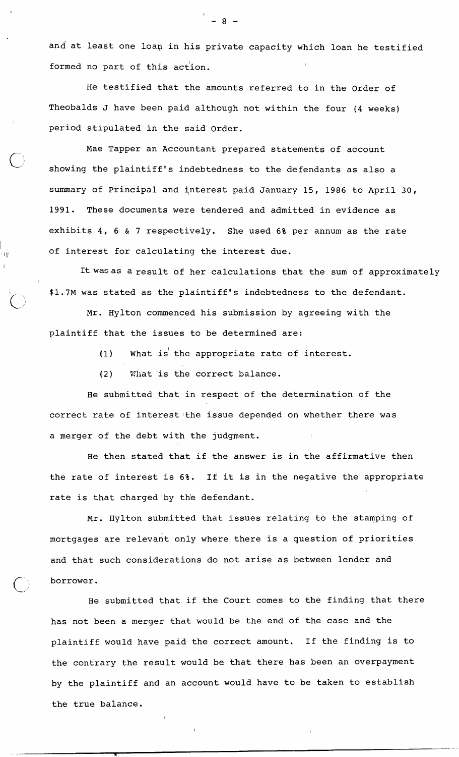and at least one loan in his private capacity which loan he testified formed no part of this action.

He testified that the amounts referred to in the Order of Theobalds J have been paid although not within the four (4 weeks) period stipulated in the said Order.

Mae Tapper an Accountant prepared statements of account showing the plaintiff's indebtedness to the defendants as also a summary of Principal and interest paid January 15, 1986 to April 30, 1991. These documents were tendered and admitted in evidence as exhibits 4, 6 & 7 respectively. She used 6% per annum as the rate of interest for calculating the interest due.

It was as a result of her calculations that the sum of approximately $1.7M was stated as the plaintiff's indebtedness to the defendant.

Mr. Hylton commenced his submission by agreeing with the plaintiff that the issues to be determined are:

(1) What is the appropriate rate of interest.

(2) What is the correct balance.

He submitted that in respect of the determination of the correct rate of interest the issue depended on whether there was a merger of the debt with the judgment.

He then stated that if the answer is in the affirmative then the rate of interest is 6%. If it is in the negative the appropriate rate is that charged by the defendant.

Mr. Hylton submitted that issues relating to the stamping of mortgages are relevant only where there is a question of priorities and that such considerations do not arise as between lender and borrower.

He submitted that if the Court comes to the finding that there has not been a merger that would be the end of the case and the plaintiff would have paid the correct amount. If the finding is to the contrary the result would be that there has been an overpayment by the plaintiff and an account would have to be taken to establish the true balance.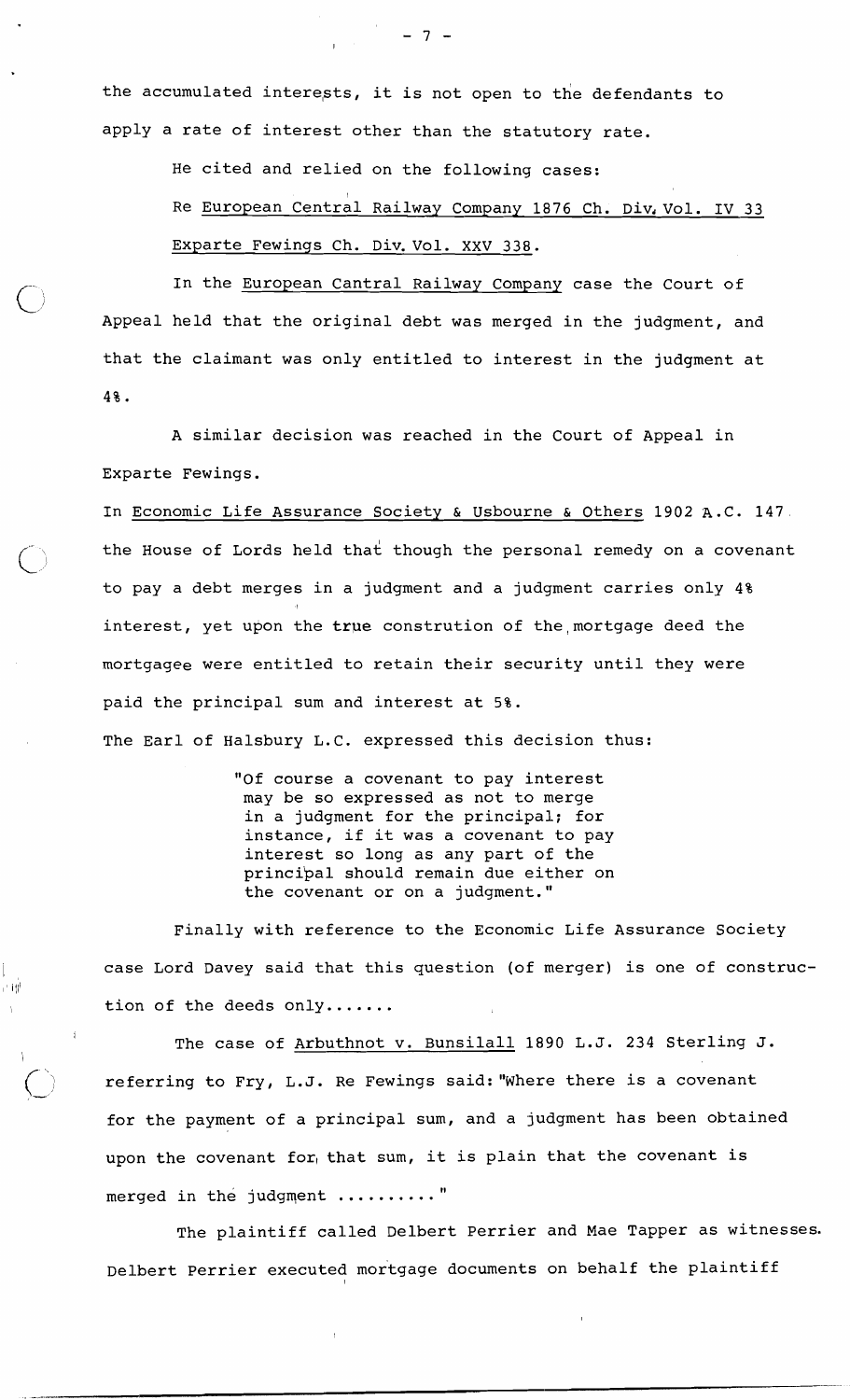the accumulated interests, it is not open to the defendants to apply a rate of interest other than the statutory rate.

He cited and relied on the following cases:

Re European Central Railway Company 1876 Ch. Div. Vol. IV 33
Exparte Fewings Ch. Div. Vol. XXV 338.

In the European Cantral Railway Company case the Court of Appeal held that the original debt was merged in the judgment, and that the claimant was only entitled to interest in the judgment at 4%.

A similar decision was reached in the Court of Appeal in Exparte Fewings.

In Economic Life Assurance Society & Usbourne & Others 1902 A.C. 147 the House of Lords held that though the personal remedy on a covenant to pay a debt merges in a judgment and a judgment carries only 4% interest, yet upon the true constrution of the mortgage deed the mortgagee were entitled to retain their security until they were paid the principal sum and interest at 5%.

The Earl of Halsbury L.C. expressed this decision thus:

> "Of course a covenant to pay interest may be so expressed as not to merge in a judgment for the principal; for instance, if it was a covenant to pay interest so long as any part of the principal should remain due either on the covenant or on a judgment."

Finally with reference to the Economic Life Assurance Society case Lord Davey said that this question (of merger) is one of construction of the deeds only.......

The case of Arbuthnot v. Bunsilall 1890 L.J. 234 Sterling J. referring to Fry, L.J. Re Fewings said: "Where there is a covenant for the payment of a principal sum, and a judgment has been obtained upon the covenant for that sum, it is plain that the covenant is merged in the judgment .........."

The plaintiff called Delbert Perrier and Mae Tapper as witnesses. Delbert Perrier executed mortgage documents on behalf the plaintiff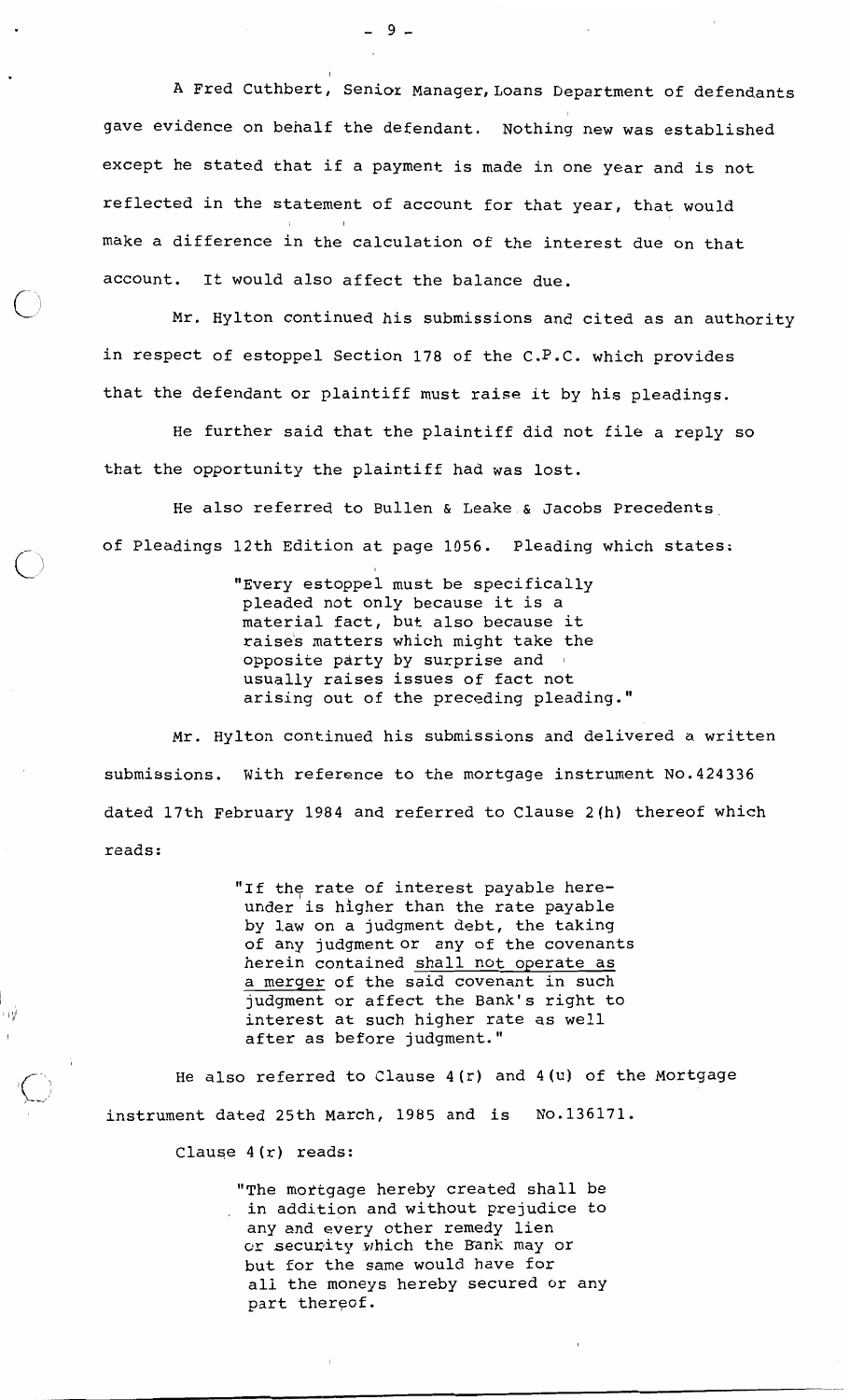A Fred Cuthbert, Senior Manager, Loans Department of defendants gave evidence on behalf the defendant. Nothing new was established except he stated that if a payment is made in one year and is not reflected in the statement of account for that year, that would make a difference in the calculation of the interest due on that account. It would also affect the balance due.

Mr. Hylton continued his submissions and cited as an authority in respect of estoppel Section 178 of the C.P.C. which provides that the defendant or plaintiff must raise it by his pleadings.

He further said that the plaintiff did not file a reply so that the opportunity the plaintiff had was lost.

He also referred to Bullen & Leake & Jacobs Precedents of Pleadings 12th Edition at page 1056. Pleading which states:

> "Every estoppel must be specifically pleaded not only because it is a material fact, but also because it raises matters which might take the opposite party by surprise and usually raises issues of fact not arising out of the preceding pleading."

Mr. Hylton continued his submissions and delivered a written submissions. With reference to the mortgage instrument No.424336 dated 17th February 1984 and referred to Clause 2(h) thereof which reads:

> "If the rate of interest payable hereunder is higher than the rate payable by law on a judgment debt, the taking of any judgment or any of the covenants herein contained <u>shall not operate as a merger</u> of the said covenant in such judgment or affect the Bank's right to interest at such higher rate as well after as before judgment."

He also referred to Clause 4(r) and 4(u) of the Mortgage instrument dated 25th March, 1985 and is No.136171.

Clause 4(r) reads:

> "The mortgage hereby created shall be in addition and without prejudice to any and every other remedy lien or security which the Bank may or but for the same would have for all the moneys hereby secured or any part thereof.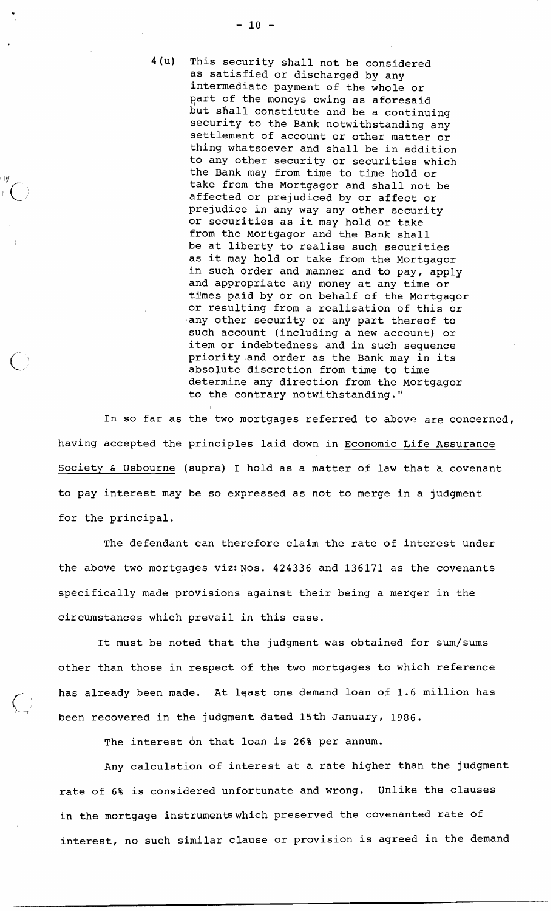4(u) This security shall not be considered as satisfied or discharged by any intermediate payment of the whole or part of the moneys owing as aforesaid but shall constitute and be a continuing security to the Bank notwithstanding any settlement of account or other matter or thing whatsoever and shall be in addition to any other security or securities which the Bank may from time to time hold or take from the Mortgagor and shall not be affected or prejudiced by or affect or prejudice in any way any other security or securities as it may hold or take from the Mortgagor and the Bank shall be at liberty to realise such securities as it may hold or take from the Mortgagor in such order and manner and to pay, apply and appropriate any money at any time or times paid by or on behalf of the Mortgagor or resulting from a realisation of this or any other security or any part thereof to such account (including a new account) or item or indebtedness and in such sequence priority and order as the Bank may in its absolute discretion from time to time determine any direction from the Mortgagor to the contrary notwithstanding."

In so far as the two mortgages referred to above are concerned, having accepted the principles laid down in Economic Life Assurance Society & Usbourne (supra) I hold as a matter of law that a covenant to pay interest may be so expressed as not to merge in a judgment for the principal.

The defendant can therefore claim the rate of interest under the above two mortgages viz: Nos. 424336 and 136171 as the covenants specifically made provisions against their being a merger in the circumstances which prevail in this case.

It must be noted that the judgment was obtained for sum/sums other than those in respect of the two mortgages to which reference has already been made. At least one demand loan of 1.6 million has been recovered in the judgment dated 15th January, 1986.

The interest on that loan is 26% per annum.

Any calculation of interest at a rate higher than the judgment rate of 6% is considered unfortunate and wrong. Unlike the clauses in the mortgage instruments which preserved the covenanted rate of interest, no such similar clause or provision is agreed in the demand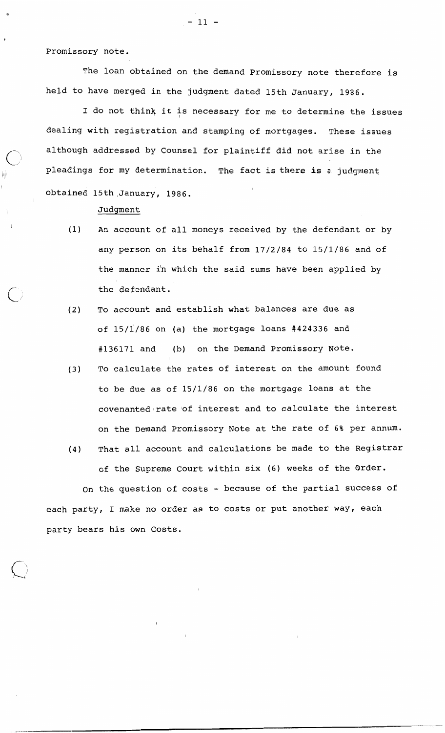Promissory note.

The loan obtained on the demand Promissory note therefore is held to have merged in the judgment dated 15th January, 1986.

I do not think it is necessary for me to determine the issues dealing with registration and stamping of mortgages. These issues although addressed by Counsel for plaintiff did not arise in the pleadings for my determination. The fact is there is a judgment obtained 15th January, 1986.

Judgment

(1) An account of all moneys received by the defendant or by any person on its behalf from 17/2/84 to 15/1/86 and of the manner in which the said sums have been applied by the defendant.

(2) To account and establish what balances are due as of 15/1/86 on (a) the mortgage loans #424336 and #136171 and (b) on the Demand Promissory Note.

(3) To calculate the rates of interest on the amount found to be due as of 15/1/86 on the mortgage loans at the covenanted rate of interest and to calculate the interest on the Demand Promissory Note at the rate of 6% per annum.

(4) That all account and calculations be made to the Registrar of the Supreme Court within six (6) weeks of the Order.

On the question of costs - because of the partial success of each party, I make no order as to costs or put another way, each party bears his own Costs.